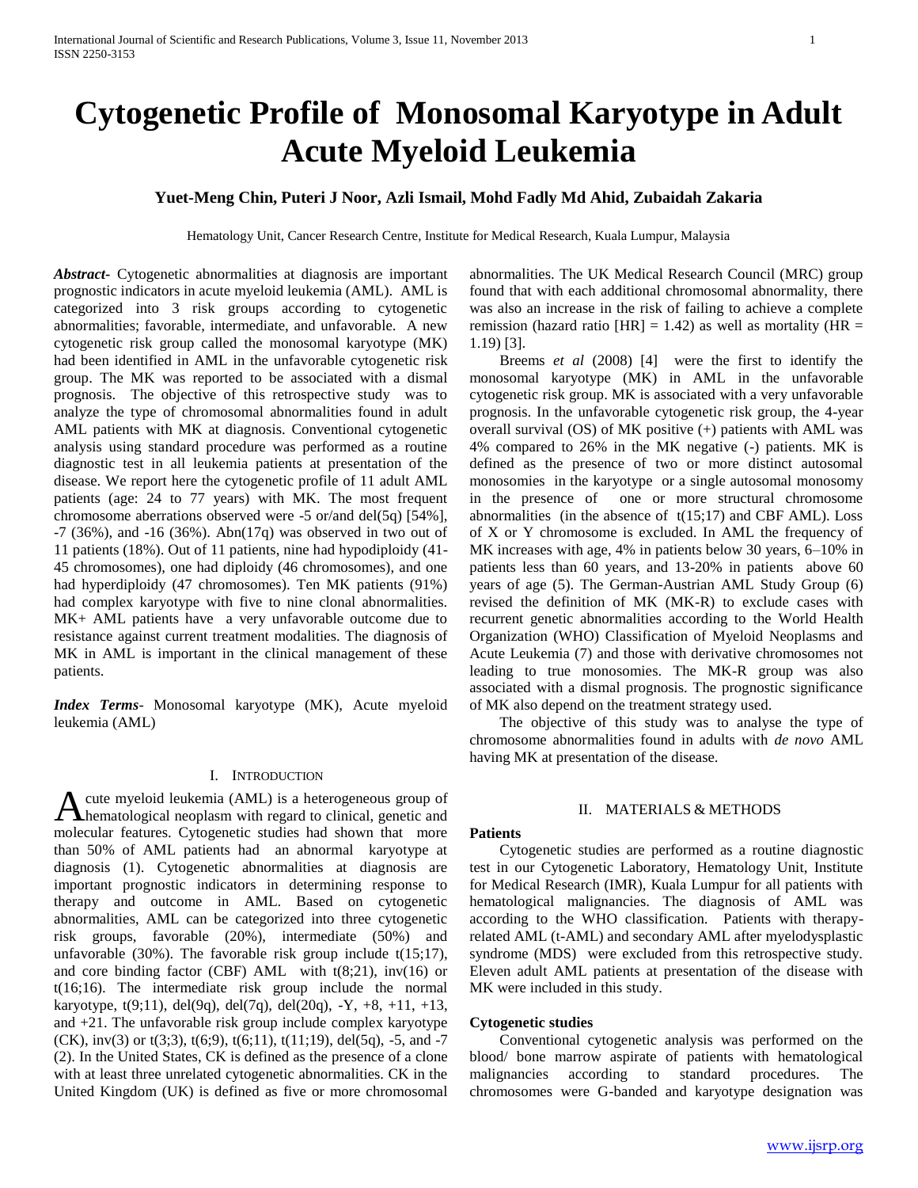# Cytogenetic Profile of Monosomal Karyotype in Adult Acute Myeloid Leukemia

**Yuet-Meng Chin, Puteri J Noor, Azli Ismail, Mohd Fadly Md Ahid, Zubaidah Zakaria**

Hematology Unit, Cancer Research Centre, Institute for Medical Research, Kuala Lumpur, Malaysia

***Abstract*-** Cytogenetic abnormalities at diagnosis are important prognostic indicators in acute myeloid leukemia (AML). AML is categorized into 3 risk groups according to cytogenetic abnormalities; favorable, intermediate, and unfavorable. A new cytogenetic risk group called the monosomal karyotype (MK) had been identified in AML in the unfavorable cytogenetic risk group. The MK was reported to be associated with a dismal prognosis. The objective of this retrospective study was to analyze the type of chromosomal abnormalities found in adult AML patients with MK at diagnosis. Conventional cytogenetic analysis using standard procedure was performed as a routine diagnostic test in all leukemia patients at presentation of the disease. We report here the cytogenetic profile of 11 adult AML patients (age: 24 to 77 years) with MK. The most frequent chromosome aberrations observed were -5 or/and del(5q) [54%], -7 (36%), and -16 (36%). Abn(17q) was observed in two out of 11 patients (18%). Out of 11 patients, nine had hypodiploidy (41-45 chromosomes), one had diploidy (46 chromosomes), and one had hyperdiploidy (47 chromosomes). Ten MK patients (91%) had complex karyotype with five to nine clonal abnormalities. MK+ AML patients have a very unfavorable outcome due to resistance against current treatment modalities. The diagnosis of MK in AML is important in the clinical management of these patients.

***Index Terms*-** Monosomal karyotype (MK), Acute myeloid leukemia (AML)

## I. Introduction

Acute myeloid leukemia (AML) is a heterogeneous group of hematological neoplasm with regard to clinical, genetic and molecular features. Cytogenetic studies had shown that more than 50% of AML patients had an abnormal karyotype at diagnosis (1). Cytogenetic abnormalities at diagnosis are important prognostic indicators in determining response to therapy and outcome in AML. Based on cytogenetic abnormalities, AML can be categorized into three cytogenetic risk groups, favorable (20%), intermediate (50%) and unfavorable (30%). The favorable risk group include t(15;17), and core binding factor (CBF) AML with t(8;21), inv(16) or t(16;16). The intermediate risk group include the normal karyotype, t(9;11), del(9q), del(7q), del(20q), -Y, +8, +11, +13, and +21. The unfavorable risk group include complex karyotype (CK), inv(3) or t(3;3), t(6;9), t(6;11), t(11;19), del(5q), -5, and -7 (2). In the United States, CK is defined as the presence of a clone with at least three unrelated cytogenetic abnormalities. CK in the United Kingdom (UK) is defined as five or more chromosomal abnormalities. The UK Medical Research Council (MRC) group found that with each additional chromosomal abnormality, there was also an increase in the risk of failing to achieve a complete remission (hazard ratio [HR] = 1.42) as well as mortality (HR = 1.19) [3].

Breems *et al* (2008) [4] were the first to identify the monosomal karyotype (MK) in AML in the unfavorable cytogenetic risk group. MK is associated with a very unfavorable prognosis. In the unfavorable cytogenetic risk group, the 4-year overall survival (OS) of MK positive (+) patients with AML was 4% compared to 26% in the MK negative (-) patients. MK is defined as the presence of two or more distinct autosomal monosomies in the karyotype or a single autosomal monosomy in the presence of one or more structural chromosome abnormalities (in the absence of t(15;17) and CBF AML). Loss of X or Y chromosome is excluded. In AML the frequency of MK increases with age, 4% in patients below 30 years, 6–10% in patients less than 60 years, and 13-20% in patients above 60 years of age (5). The German-Austrian AML Study Group (6) revised the definition of MK (MK-R) to exclude cases with recurrent genetic abnormalities according to the World Health Organization (WHO) Classification of Myeloid Neoplasms and Acute Leukemia (7) and those with derivative chromosomes not leading to true monosomies. The MK-R group was also associated with a dismal prognosis. The prognostic significance of MK also depend on the treatment strategy used.

The objective of this study was to analyse the type of chromosome abnormalities found in adults with *de novo* AML having MK at presentation of the disease.

## II. Materials & Methods

### Patients

Cytogenetic studies are performed as a routine diagnostic test in our Cytogenetic Laboratory, Hematology Unit, Institute for Medical Research (IMR), Kuala Lumpur for all patients with hematological malignancies. The diagnosis of AML was according to the WHO classification. Patients with therapy-related AML (t-AML) and secondary AML after myelodysplastic syndrome (MDS) were excluded from this retrospective study. Eleven adult AML patients at presentation of the disease with MK were included in this study.

### Cytogenetic studies

Conventional cytogenetic analysis was performed on the blood/ bone marrow aspirate of patients with hematological malignancies according to standard procedures. The chromosomes were G-banded and karyotype designation was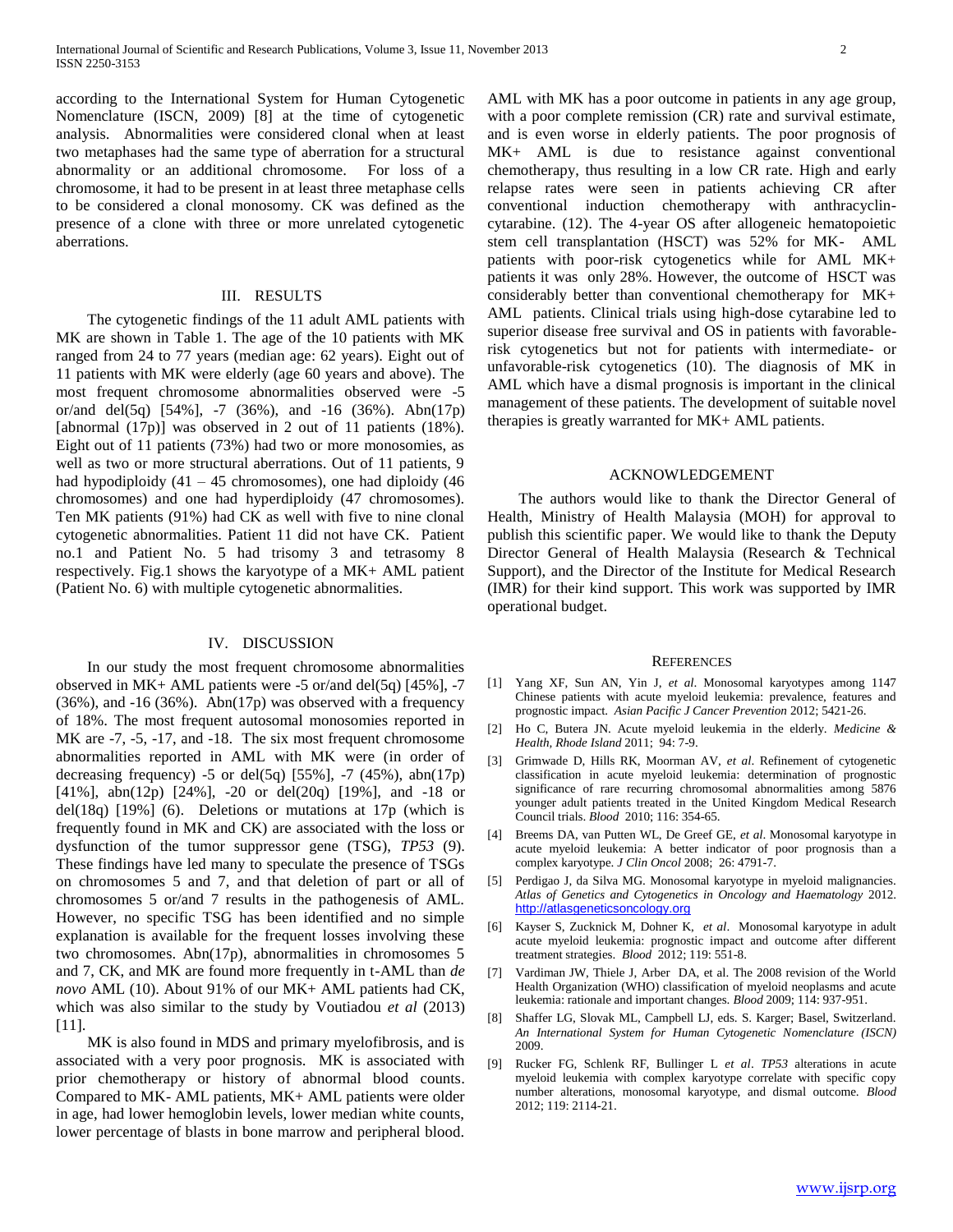according to the International System for Human Cytogenetic Nomenclature (ISCN, 2009) [8] at the time of cytogenetic analysis. Abnormalities were considered clonal when at least two metaphases had the same type of aberration for a structural abnormality or an additional chromosome. For loss of a chromosome, it had to be present in at least three metaphase cells to be considered a clonal monosomy. CK was defined as the presence of a clone with three or more unrelated cytogenetic aberrations.

## III. RESULTS

The cytogenetic findings of the 11 adult AML patients with MK are shown in Table 1. The age of the 10 patients with MK ranged from 24 to 77 years (median age: 62 years). Eight out of 11 patients with MK were elderly (age 60 years and above). The most frequent chromosome abnormalities observed were -5 or/and del(5q) [54%], -7 (36%), and -16 (36%). Abn(17p) [abnormal (17p)] was observed in 2 out of 11 patients (18%). Eight out of 11 patients (73%) had two or more monosomies, as well as two or more structural aberrations. Out of 11 patients, 9 had hypodiploidy (41 – 45 chromosomes), one had diploidy (46 chromosomes) and one had hyperdiploidy (47 chromosomes). Ten MK patients (91%) had CK as well with five to nine clonal cytogenetic abnormalities. Patient 11 did not have CK. Patient no.1 and Patient No. 5 had trisomy 3 and tetrasomy 8 respectively. Fig.1 shows the karyotype of a MK+ AML patient (Patient No. 6) with multiple cytogenetic abnormalities.

## IV. DISCUSSION

In our study the most frequent chromosome abnormalities observed in MK+ AML patients were -5 or/and del(5q) [45%], -7 (36%), and -16 (36%). Abn(17p) was observed with a frequency of 18%. The most frequent autosomal monosomies reported in MK are -7, -5, -17, and -18. The six most frequent chromosome abnormalities reported in AML with MK were (in order of decreasing frequency) -5 or del(5q) [55%], -7 (45%), abn(17p) [41%], abn(12p) [24%], -20 or del(20q) [19%], and -18 or del(18q) [19%] (6). Deletions or mutations at 17p (which is frequently found in MK and CK) are associated with the loss or dysfunction of the tumor suppressor gene (TSG), *TP53* (9). These findings have led many to speculate the presence of TSGs on chromosomes 5 and 7, and that deletion of part or all of chromosomes 5 or/and 7 results in the pathogenesis of AML. However, no specific TSG has been identified and no simple explanation is available for the frequent losses involving these two chromosomes. Abn(17p), abnormalities in chromosomes 5 and 7, CK, and MK are found more frequently in t-AML than *de novo* AML (10). About 91% of our MK+ AML patients had CK, which was also similar to the study by Voutiadou *et al* (2013) [11].

MK is also found in MDS and primary myelofibrosis, and is associated with a very poor prognosis. MK is associated with prior chemotherapy or history of abnormal blood counts. Compared to MK- AML patients, MK+ AML patients were older in age, had lower hemoglobin levels, lower median white counts, lower percentage of blasts in bone marrow and peripheral blood. AML with MK has a poor outcome in patients in any age group, with a poor complete remission (CR) rate and survival estimate, and is even worse in elderly patients. The poor prognosis of MK+ AML is due to resistance against conventional chemotherapy, thus resulting in a low CR rate. High and early relapse rates were seen in patients achieving CR after conventional induction chemotherapy with anthracyclin-cytarabine. (12). The 4-year OS after allogeneic hematopoietic stem cell transplantation (HSCT) was 52% for MK- AML patients with poor-risk cytogenetics while for AML MK+ patients it was only 28%. However, the outcome of HSCT was considerably better than conventional chemotherapy for MK+ AML patients. Clinical trials using high-dose cytarabine led to superior disease free survival and OS in patients with favorable-risk cytogenetics but not for patients with intermediate- or unfavorable-risk cytogenetics (10). The diagnosis of MK in AML which have a dismal prognosis is important in the clinical management of these patients. The development of suitable novel therapies is greatly warranted for MK+ AML patients.

## ACKNOWLEDGEMENT

The authors would like to thank the Director General of Health, Ministry of Health Malaysia (MOH) for approval to publish this scientific paper. We would like to thank the Deputy Director General of Health Malaysia (Research & Technical Support), and the Director of the Institute for Medical Research (IMR) for their kind support. This work was supported by IMR operational budget.

## REFERENCES

[1] Yang XF, Sun AN, Yin J, *et al*. Monosomal karyotypes among 1147 Chinese patients with acute myeloid leukemia: prevalence, features and prognostic impact. *Asian Pacific J Cancer Prevention* 2012; 5421-26.

[2] Ho C, Butera JN. Acute myeloid leukemia in the elderly. *Medicine & Health, Rhode Island* 2011; 94: 7-9.

[3] Grimwade D, Hills RK, Moorman AV, *et al*. Refinement of cytogenetic classification in acute myeloid leukemia: determination of prognostic significance of rare recurring chromosomal abnormalities among 5876 younger adult patients treated in the United Kingdom Medical Research Council trials. *Blood* 2010; 116: 354-65.

[4] Breems DA, van Putten WL, De Greef GE, *et al*. Monosomal karyotype in acute myeloid leukemia: A better indicator of poor prognosis than a complex karyotype. *J Clin Oncol* 2008; 26: 4791-7.

[5] Perdigao J, da Silva MG. Monosomal karyotype in myeloid malignancies. *Atlas of Genetics and Cytogenetics in Oncology and Haematology* 2012. http://atlasgeneticsoncology.org

[6] Kayser S, Zucknick M, Dohner K, *et al*. Monosomal karyotype in adult acute myeloid leukemia: prognostic impact and outcome after different treatment strategies. *Blood* 2012; 119: 551-8.

[7] Vardiman JW, Thiele J, Arber DA, et al. The 2008 revision of the World Health Organization (WHO) classification of myeloid neoplasms and acute leukemia: rationale and important changes. *Blood* 2009; 114: 937-951.

[8] Shaffer LG, Slovak ML, Campbell LJ, eds. S. Karger; Basel, Switzerland. *An International System for Human Cytogenetic Nomenclature (ISCN)* 2009.

[9] Rucker FG, Schlenk RF, Bullinger L *et al*. *TP53* alterations in acute myeloid leukemia with complex karyotype correlate with specific copy number alterations, monosomal karyotype, and dismal outcome. *Blood* 2012; 119: 2114-21.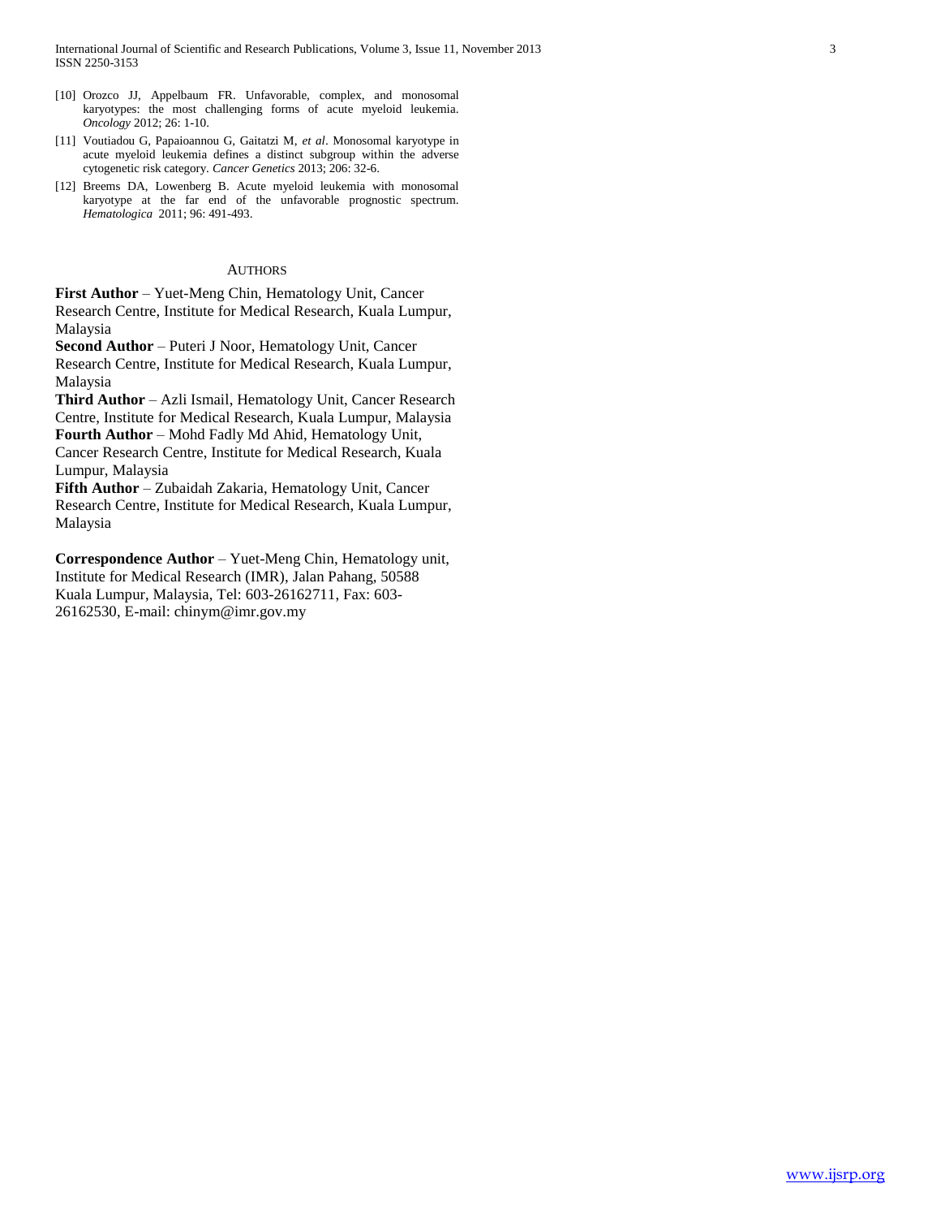[10] Orozco JJ, Appelbaum FR. Unfavorable, complex, and monosomal karyotypes: the most challenging forms of acute myeloid leukemia. *Oncology* 2012; 26: 1-10.

[11] Voutiadou G, Papaioannou G, Gaitatzi M, *et al*. Monosomal karyotype in acute myeloid leukemia defines a distinct subgroup within the adverse cytogenetic risk category. *Cancer Genetics* 2013; 206: 32-6.

[12] Breems DA, Lowenberg B. Acute myeloid leukemia with monosomal karyotype at the far end of the unfavorable prognostic spectrum. *Hematologica* 2011; 96: 491-493.

## AUTHORS

**First Author** – Yuet-Meng Chin, Hematology Unit, Cancer Research Centre, Institute for Medical Research, Kuala Lumpur, Malaysia

**Second Author** – Puteri J Noor, Hematology Unit, Cancer Research Centre, Institute for Medical Research, Kuala Lumpur, Malaysia

**Third Author** – Azli Ismail, Hematology Unit, Cancer Research Centre, Institute for Medical Research, Kuala Lumpur, Malaysia

**Fourth Author** – Mohd Fadly Md Ahid, Hematology Unit, Cancer Research Centre, Institute for Medical Research, Kuala Lumpur, Malaysia

**Fifth Author** – Zubaidah Zakaria, Hematology Unit, Cancer Research Centre, Institute for Medical Research, Kuala Lumpur, Malaysia

**Correspondence Author** – Yuet-Meng Chin, Hematology unit, Institute for Medical Research (IMR), Jalan Pahang, 50588 Kuala Lumpur, Malaysia, Tel: 603-26162711, Fax: 603-26162530, E-mail: chinym@imr.gov.my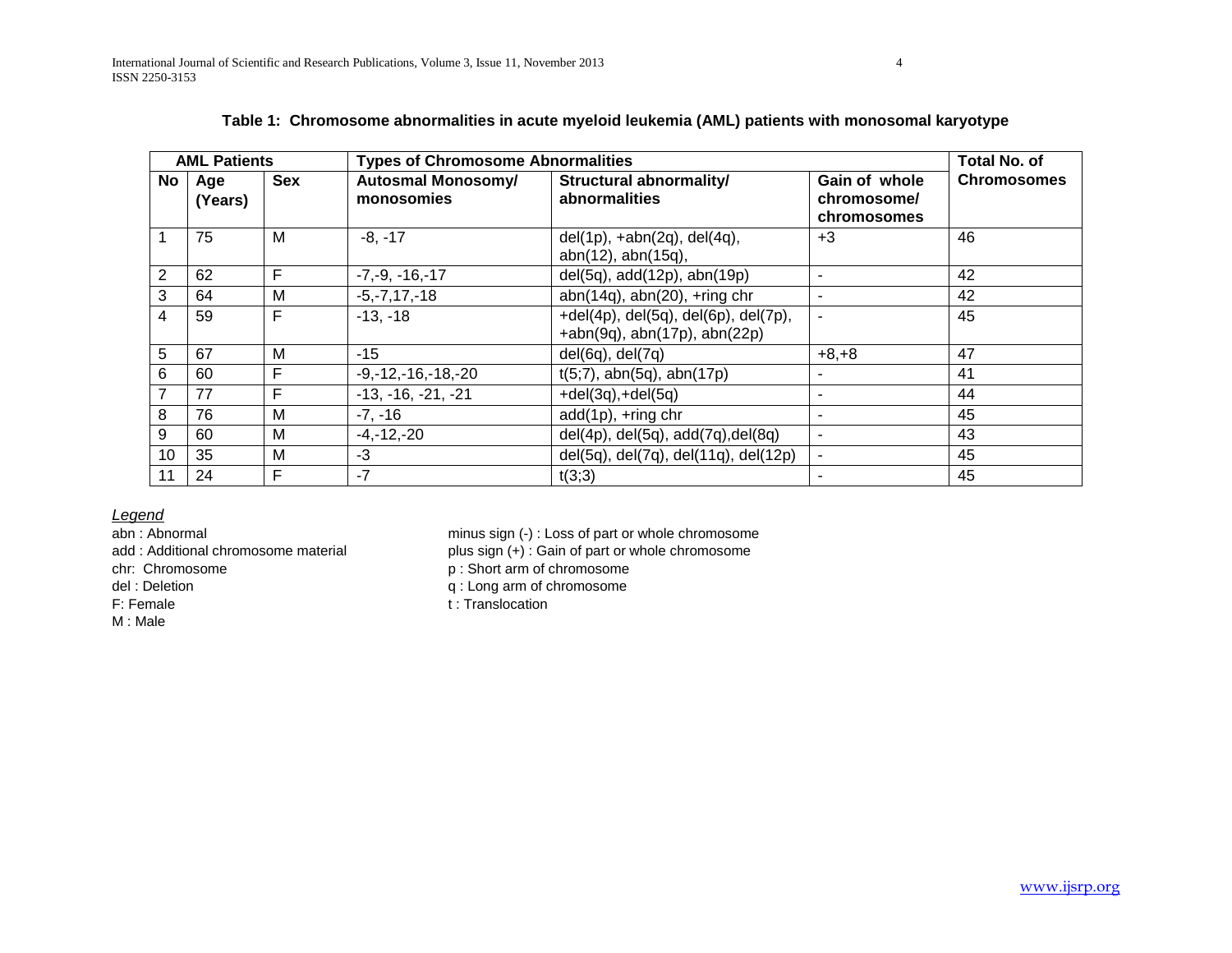**Table 1: Chromosome abnormalities in acute myeloid leukemia (AML) patients with monosomal karyotype**

| AML Patients | | | Types of Chromosome Abnormalities | | | Total No. of Chromosomes |
|---|---|---|---|---|---|---|
| No | Age (Years) | Sex | Autosmal Monosomy/ monosomies | Structural abnormality/ abnormalities | Gain of whole chromosome/ chromosomes | |
| 1 | 75 | M | -8, -17 | del(1p), +abn(2q), del(4q), abn(12), abn(15q), | +3 | 46 |
| 2 | 62 | F | -7,-9, -16,-17 | del(5q), add(12p), abn(19p) | - | 42 |
| 3 | 64 | M | -5,-7,17,-18 | abn(14q), abn(20), +ring chr | - | 42 |
| 4 | 59 | F | -13, -18 | +del(4p), del(5q), del(6p), del(7p), +abn(9q), abn(17p), abn(22p) | - | 45 |
| 5 | 67 | M | -15 | del(6q), del(7q) | +8,+8 | 47 |
| 6 | 60 | F | -9,-12,-16,-18,-20 | t(5;7), abn(5q), abn(17p) | - | 41 |
| 7 | 77 | F | -13, -16, -21, -21 | +del(3q),+del(5q) | - | 44 |
| 8 | 76 | M | -7, -16 | add(1p), +ring chr | - | 45 |
| 9 | 60 | M | -4,-12,-20 | del(4p), del(5q), add(7q),del(8q) | - | 43 |
| 10 | 35 | M | -3 | del(5q), del(7q), del(11q), del(12p) | - | 45 |
| 11 | 24 | F | -7 | t(3;3) | - | 45 |

*Legend*

abn : Abnormal
add : Additional chromosome material
chr: Chromosome
del : Deletion
F: Female
M : Male
minus sign (-) : Loss of part or whole chromosome
plus sign (+) : Gain of part or whole chromosome
p : Short arm of chromosome
q : Long arm of chromosome
t : Translocation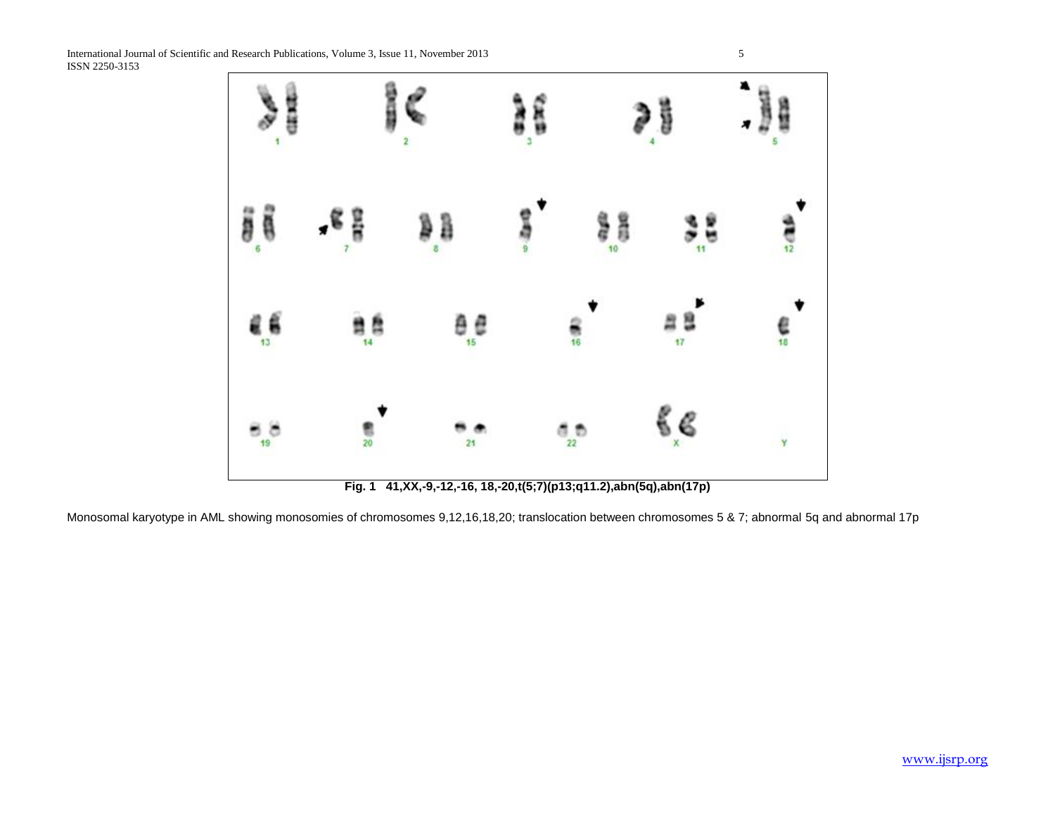**Fig. 1 41,XX,-9,-12,-16, 18,-20,t(5;7)(p13;q11.2),abn(5q),abn(17p)**

Monosomal karyotype in AML showing monosomies of chromosomes 9,12,16,18,20; translocation between chromosomes 5 & 7; abnormal 5q and abnormal 17p